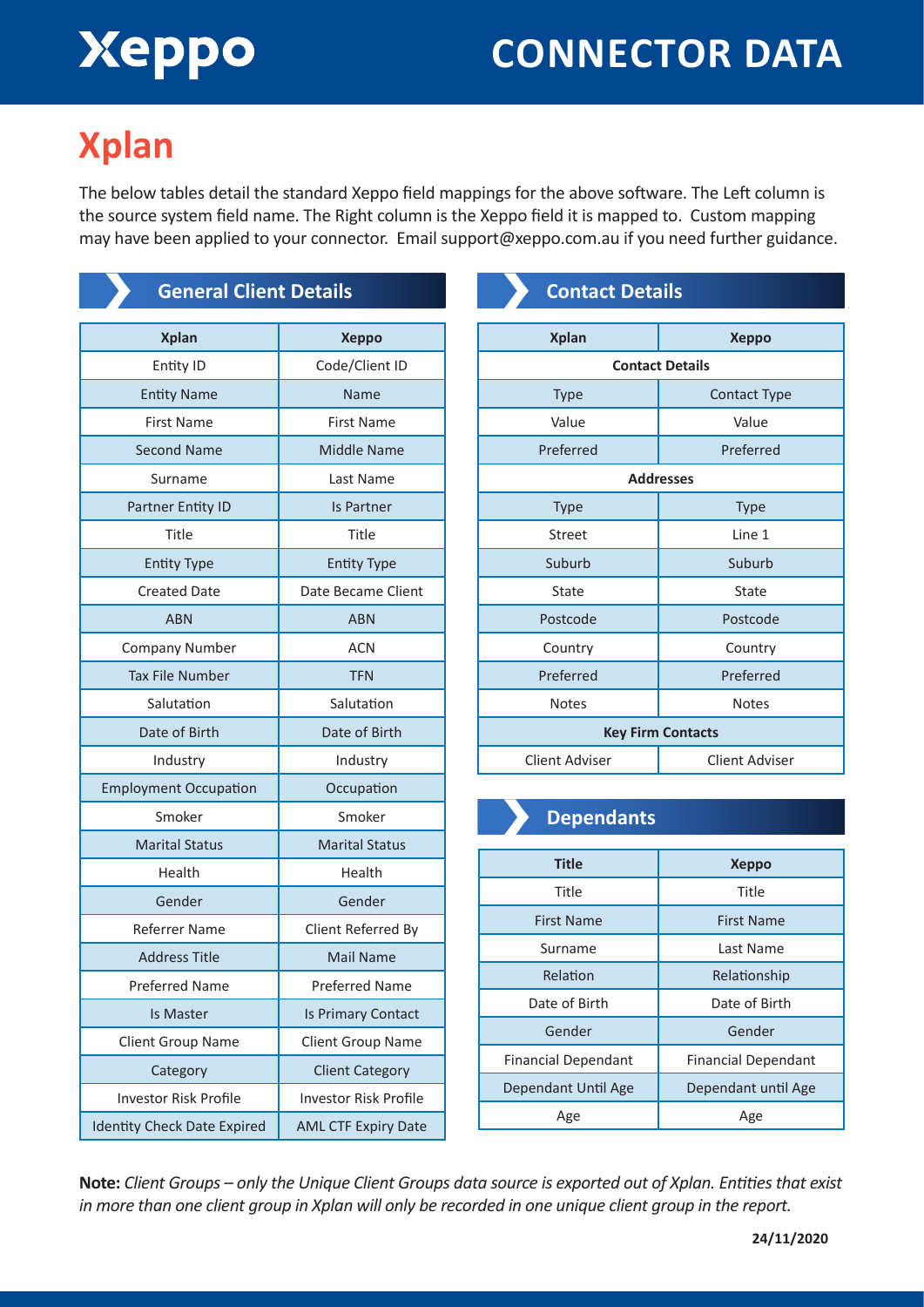# Xeppo

# CONNECTOR DATA

## Xplan

The below tables detail the standard Xeppo field mappings for the above software. The Left column is the source system field name. The Right column is the Xeppo field it is mapped to. Custom mapping may have been applied to your connector. Email support@xeppo.com.au if you need further guidance.

### General Client Details

| Xplan | Xeppo |
|---|---|
| Entity ID | Code/Client ID |
| Entity Name | Name |
| First Name | First Name |
| Second Name | Middle Name |
| Surname | Last Name |
| Partner Entity ID | Is Partner |
| Title | Title |
| Entity Type | Entity Type |
| Created Date | Date Became Client |
| ABN | ABN |
| Company Number | ACN |
| Tax File Number | TFN |
| Salutation | Salutation |
| Date of Birth | Date of Birth |
| Industry | Industry |
| Employment Occupation | Occupation |
| Smoker | Smoker |
| Marital Status | Marital Status |
| Health | Health |
| Gender | Gender |
| Referrer Name | Client Referred By |
| Address Title | Mail Name |
| Preferred Name | Preferred Name |
| Is Master | Is Primary Contact |
| Client Group Name | Client Group Name |
| Category | Client Category |
| Investor Risk Profile | Investor Risk Profile |
| Identity Check Date Expired | AML CTF Expiry Date |

### Contact Details

| Xplan | Xeppo |
|---|---|
| **Contact Details** | |
| Type | Contact Type |
| Value | Value |
| Preferred | Preferred |
| **Addresses** | |
| Type | Type |
| Street | Line 1 |
| Suburb | Suburb |
| State | State |
| Postcode | Postcode |
| Country | Country |
| Preferred | Preferred |
| Notes | Notes |
| **Key Firm Contacts** | |
| Client Adviser | Client Adviser |

### Dependants

| Title | Xeppo |
|---|---|
| Title | Title |
| First Name | First Name |
| Surname | Last Name |
| Relation | Relationship |
| Date of Birth | Date of Birth |
| Gender | Gender |
| Financial Dependant | Financial Dependant |
| Dependant Until Age | Dependant until Age |
| Age | Age |

**Note:** *Client Groups – only the Unique Client Groups data source is exported out of Xplan. Entities that exist in more than one client group in Xplan will only be recorded in one unique client group in the report.*

**24/11/2020**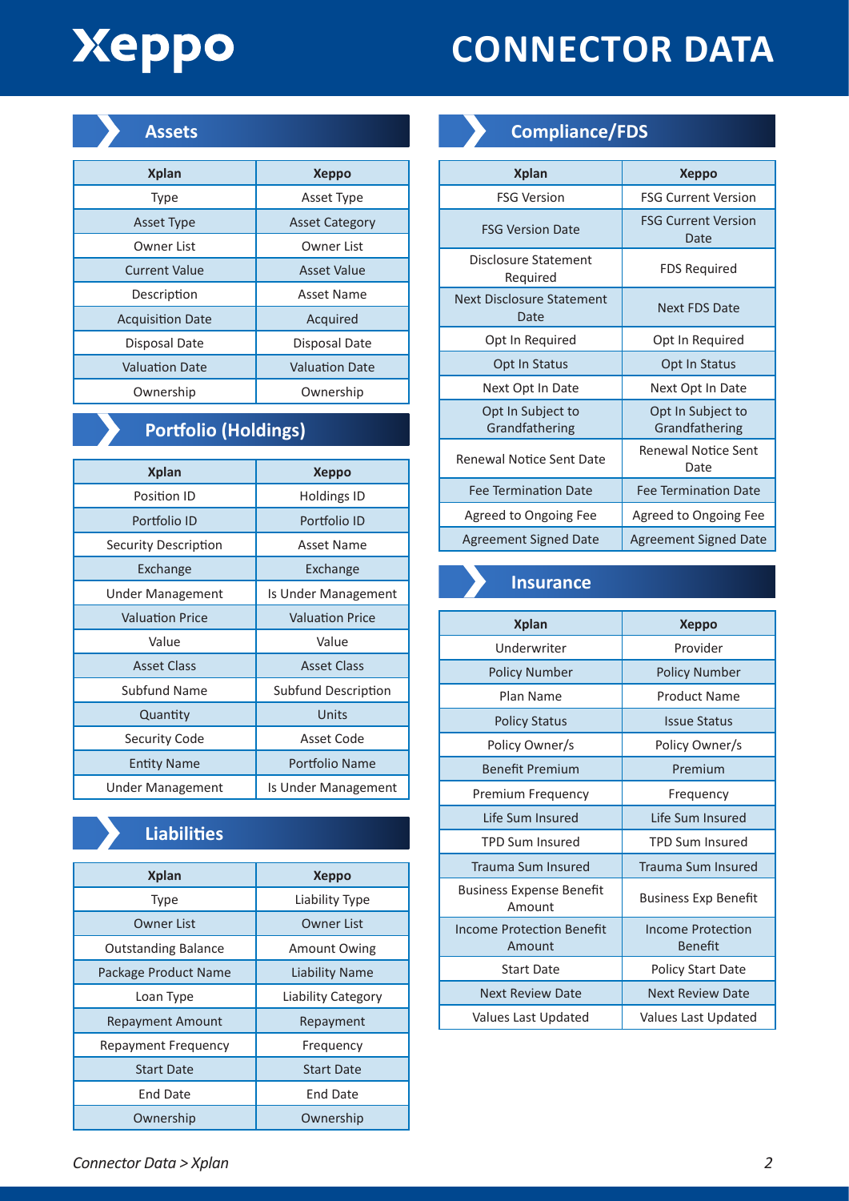# CONNECTOR DATA

## Assets

| Xplan | Xeppo |
|---|---|
| Type | Asset Type |
| Asset Type | Asset Category |
| Owner List | Owner List |
| Current Value | Asset Value |
| Description | Asset Name |
| Acquisition Date | Acquired |
| Disposal Date | Disposal Date |
| Valuation Date | Valuation Date |
| Ownership | Ownership |

## Portfolio (Holdings)

| Xplan | Xeppo |
|---|---|
| Position ID | Holdings ID |
| Portfolio ID | Portfolio ID |
| Security Description | Asset Name |
| Exchange | Exchange |
| Under Management | Is Under Management |
| Valuation Price | Valuation Price |
| Value | Value |
| Asset Class | Asset Class |
| Subfund Name | Subfund Description |
| Quantity | Units |
| Security Code | Asset Code |
| Entity Name | Portfolio Name |
| Under Management | Is Under Management |

## Liabilities

| Xplan | Xeppo |
|---|---|
| Type | Liability Type |
| Owner List | Owner List |
| Outstanding Balance | Amount Owing |
| Package Product Name | Liability Name |
| Loan Type | Liability Category |
| Repayment Amount | Repayment |
| Repayment Frequency | Frequency |
| Start Date | Start Date |
| End Date | End Date |
| Ownership | Ownership |

## Compliance/FDS

| Xplan | Xeppo |
|---|---|
| FSG Version | FSG Current Version |
| FSG Version Date | FSG Current Version Date |
| Disclosure Statement Required | FDS Required |
| Next Disclosure Statement Date | Next FDS Date |
| Opt In Required | Opt In Required |
| Opt In Status | Opt In Status |
| Next Opt In Date | Next Opt In Date |
| Opt In Subject to Grandfathering | Opt In Subject to Grandfathering |
| Renewal Notice Sent Date | Renewal Notice Sent Date |
| Fee Termination Date | Fee Termination Date |
| Agreed to Ongoing Fee | Agreed to Ongoing Fee |
| Agreement Signed Date | Agreement Signed Date |

## Insurance

| Xplan | Xeppo |
|---|---|
| Underwriter | Provider |
| Policy Number | Policy Number |
| Plan Name | Product Name |
| Policy Status | Issue Status |
| Policy Owner/s | Policy Owner/s |
| Benefit Premium | Premium |
| Premium Frequency | Frequency |
| Life Sum Insured | Life Sum Insured |
| TPD Sum Insured | TPD Sum Insured |
| Trauma Sum Insured | Trauma Sum Insured |
| Business Expense Benefit Amount | Business Exp Benefit |
| Income Protection Benefit Amount | Income Protection Benefit |
| Start Date | Policy Start Date |
| Next Review Date | Next Review Date |
| Values Last Updated | Values Last Updated |